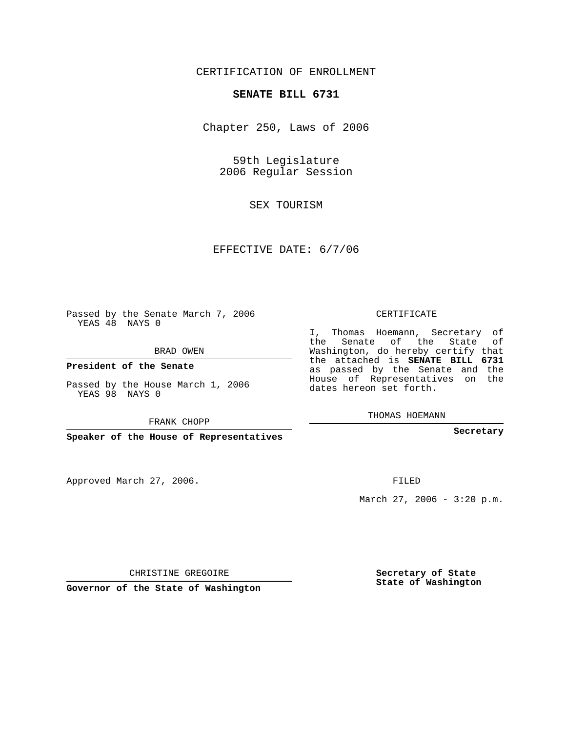CERTIFICATION OF ENROLLMENT

**SENATE BILL 6731**

Chapter 250, Laws of 2006

59th Legislature
2006 Regular Session

SEX TOURISM

EFFECTIVE DATE: 6/7/06

Passed by the Senate March 7, 2006
YEAS 48 NAYS 0

BRAD OWEN

**President of the Senate**

Passed by the House March 1, 2006
YEAS 98 NAYS 0

FRANK CHOPP

**Speaker of the House of Representatives**

CERTIFICATE

I, Thomas Hoemann, Secretary of the Senate of the State of Washington, do hereby certify that the attached is **SENATE BILL 6731** as passed by the Senate and the House of Representatives on the dates hereon set forth.

THOMAS HOEMANN

**Secretary**

Approved March 27, 2006.

FILED

March 27, 2006 - 3:20 p.m.

CHRISTINE GREGOIRE

**Governor of the State of Washington**

**Secretary of State**
**State of Washington**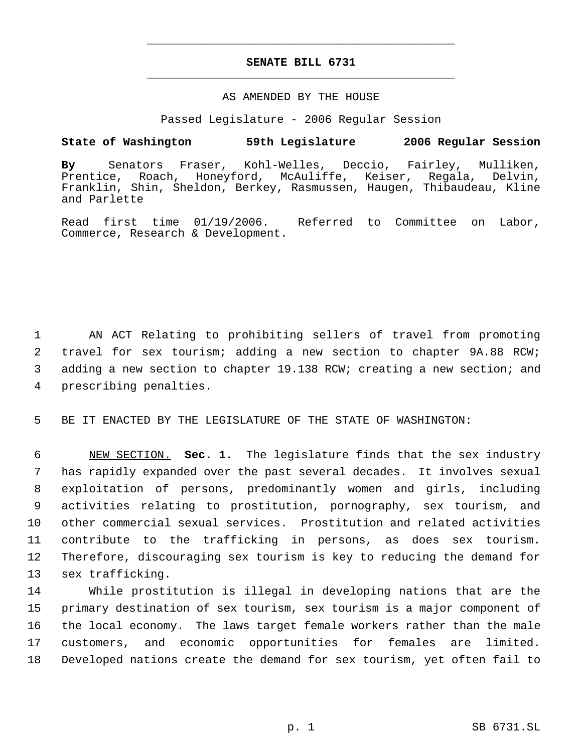# SENATE BILL 6731

AS AMENDED BY THE HOUSE

Passed Legislature - 2006 Regular Session

**State of Washington 59th Legislature 2006 Regular Session**

**By** Senators Fraser, Kohl-Welles, Deccio, Fairley, Mulliken, Prentice, Roach, Honeyford, McAuliffe, Keiser, Regala, Delvin, Franklin, Shin, Sheldon, Berkey, Rasmussen, Haugen, Thibaudeau, Kline and Parlette

Read first time 01/19/2006. Referred to Committee on Labor, Commerce, Research & Development.

1 AN ACT Relating to prohibiting sellers of travel from promoting
2 travel for sex tourism; adding a new section to chapter 9A.88 RCW;
3 adding a new section to chapter 19.138 RCW; creating a new section; and
4 prescribing penalties.

5 BE IT ENACTED BY THE LEGISLATURE OF THE STATE OF WASHINGTON:

6 NEW SECTION. **Sec. 1.** The legislature finds that the sex industry
7 has rapidly expanded over the past several decades. It involves sexual
8 exploitation of persons, predominantly women and girls, including
9 activities relating to prostitution, pornography, sex tourism, and
10 other commercial sexual services. Prostitution and related activities
11 contribute to the trafficking in persons, as does sex tourism.
12 Therefore, discouraging sex tourism is key to reducing the demand for
13 sex trafficking.

14 While prostitution is illegal in developing nations that are the
15 primary destination of sex tourism, sex tourism is a major component of
16 the local economy. The laws target female workers rather than the male
17 customers, and economic opportunities for females are limited.
18 Developed nations create the demand for sex tourism, yet often fail to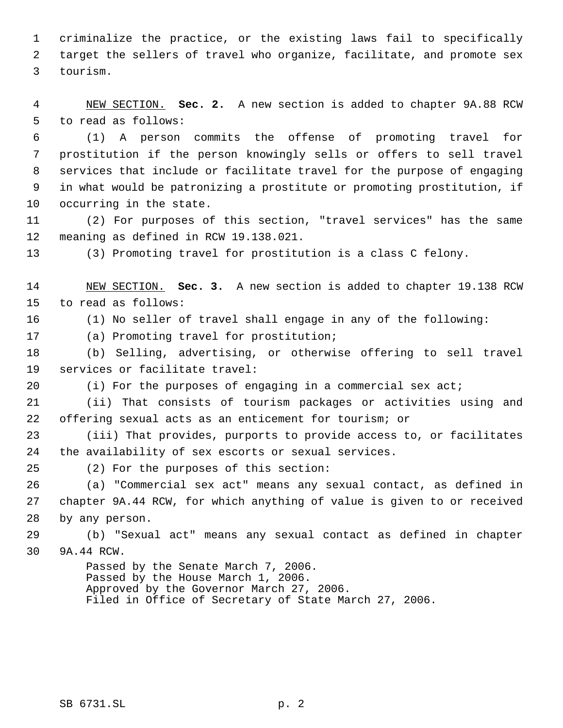criminalize the practice, or the existing laws fail to specifically target the sellers of travel who organize, facilitate, and promote sex tourism.

NEW SECTION. **Sec. 2.** A new section is added to chapter 9A.88 RCW to read as follows:

(1) A person commits the offense of promoting travel for prostitution if the person knowingly sells or offers to sell travel services that include or facilitate travel for the purpose of engaging in what would be patronizing a prostitute or promoting prostitution, if occurring in the state.

(2) For purposes of this section, "travel services" has the same meaning as defined in RCW 19.138.021.

(3) Promoting travel for prostitution is a class C felony.

NEW SECTION. **Sec. 3.** A new section is added to chapter 19.138 RCW to read as follows:

(1) No seller of travel shall engage in any of the following:

(a) Promoting travel for prostitution;

(b) Selling, advertising, or otherwise offering to sell travel services or facilitate travel:

(i) For the purposes of engaging in a commercial sex act;

(ii) That consists of tourism packages or activities using and offering sexual acts as an enticement for tourism; or

(iii) That provides, purports to provide access to, or facilitates the availability of sex escorts or sexual services.

(2) For the purposes of this section:

(a) "Commercial sex act" means any sexual contact, as defined in chapter 9A.44 RCW, for which anything of value is given to or received by any person.

(b) "Sexual act" means any sexual contact as defined in chapter 9A.44 RCW.

Passed by the Senate March 7, 2006.
Passed by the House March 1, 2006.
Approved by the Governor March 27, 2006.
Filed in Office of Secretary of State March 27, 2006.